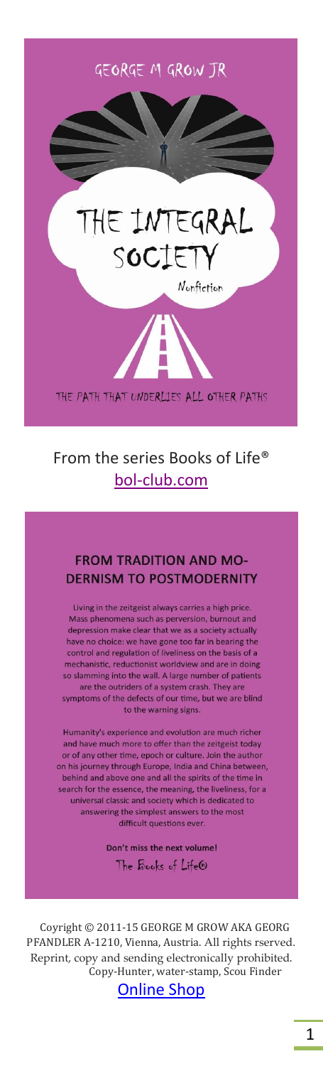GEORGE M GROW JR

# THE INTEGRAL SOCIETY

*Nonfiction*

THE PATH THAT UNDERLIES ALL OTHER PATHS

From the series Books of Life®
[bol-club.com](bol-club.com)

## FROM TRADITION AND MODERNISM TO POSTMODERNITY

Living in the zeitgeist always carries a high price. Mass phenomena such as perversion, burnout and depression make clear that we as a society actually have no choice: we have gone too far in bearing the control and regulation of liveliness on the basis of a mechanistic, reductionist worldview and are in doing so slamming into the wall. A large number of patients are the outriders of a system crash. They are symptoms of the defects of our time, but we are blind to the warning signs.

Humanity's experience and evolution are much richer and have much more to offer than the zeitgeist today or of any other time, epoch or culture. Join the author on his journey through Europe, India and China between, behind and above one and all the spirits of the time in search for the essence, the meaning, the liveliness, for a universal classic and society which is dedicated to answering the simplest answers to the most difficult questions ever.

**Don't miss the next volume!**

The Books of Life®

Coyright © 2011-15 GEORGE M GROW AKA GEORG PFANDLER A-1210, Vienna, Austria. All rights rserved. Reprint, copy and sending electronically prohibited. Copy-Hunter, water-stamp, Scou Finder

Online Shop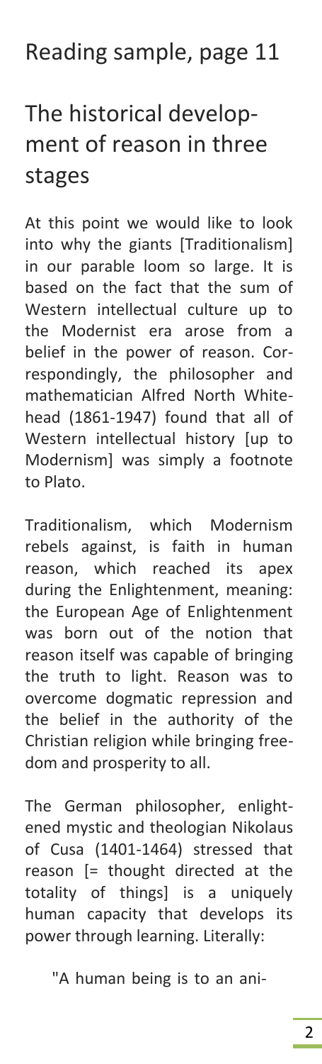# Reading sample, page 11

## The historical development of reason in three stages

At this point we would like to look into why the giants [Traditionalism] in our parable loom so large. It is based on the fact that the sum of Western intellectual culture up to the Modernist era arose from a belief in the power of reason. Correspondingly, the philosopher and mathematician Alfred North Whitehead (1861-1947) found that all of Western intellectual history [up to Modernism] was simply a footnote to Plato.

Traditionalism, which Modernism rebels against, is faith in human reason, which reached its apex during the Enlightenment, meaning: the European Age of Enlightenment was born out of the notion that reason itself was capable of bringing the truth to light. Reason was to overcome dogmatic repression and the belief in the authority of the Christian religion while bringing freedom and prosperity to all.

The German philosopher, enlightened mystic and theologian Nikolaus of Cusa (1401-1464) stressed that reason [= thought directed at the totality of things] is a uniquely human capacity that develops its power through learning. Literally:

> "A human being is to an ani-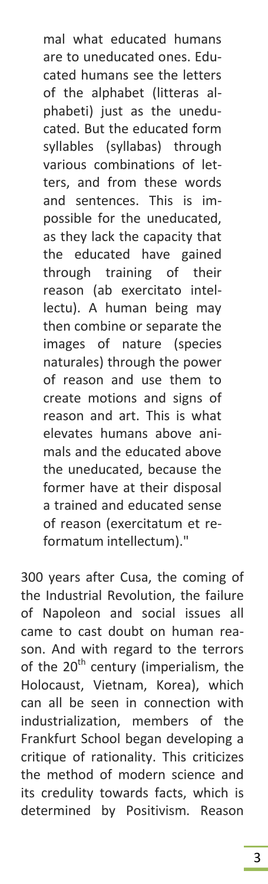mal what educated humans are to uneducated ones. Educated humans see the letters of the alphabet (litteras alphabeti) just as the uneducated. But the educated form syllables (syllabas) through various combinations of letters, and from these words and sentences. This is impossible for the uneducated, as they lack the capacity that the educated have gained through training of their reason (ab exercitato intellectu). A human being may then combine or separate the images of nature (species naturales) through the power of reason and use them to create motions and signs of reason and art. This is what elevates humans above animals and the educated above the uneducated, because the former have at their disposal a trained and educated sense of reason (exercitatum et reformatum intellectum)."

300 years after Cusa, the coming of the Industrial Revolution, the failure of Napoleon and social issues all came to cast doubt on human reason. And with regard to the terrors of the 20th century (imperialism, the Holocaust, Vietnam, Korea), which can all be seen in connection with industrialization, members of the Frankfurt School began developing a critique of rationality. This criticizes the method of modern science and its credulity towards facts, which is determined by Positivism. Reason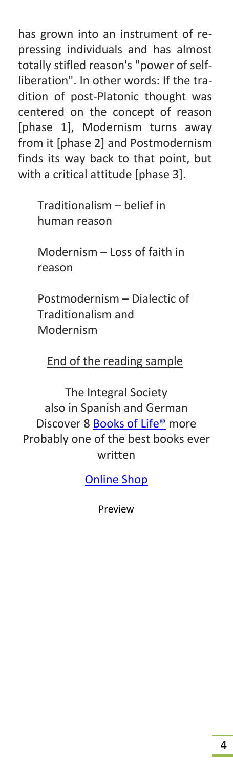has grown into an instrument of repressing individuals and has almost totally stifled reason's "power of self-liberation". In other words: If the tradition of post-Platonic thought was centered on the concept of reason [phase 1], Modernism turns away from it [phase 2] and Postmodernism finds its way back to that point, but with a critical attitude [phase 3].

Traditionalism – belief in human reason

Modernism – Loss of faith in reason

Postmodernism – Dialectic of Traditionalism and Modernism

End of the reading sample

The Integral Society
also in Spanish and German
Discover 8 Books of Life® more
Probably one of the best books ever written

Online Shop

Preview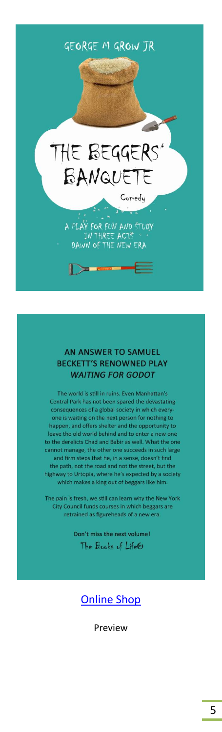GEORGE M GROW JR

# THE BEGGERS' BANQUETE

Comedy

A PLAY FOR FUN AND STUDY
IN THREE ACTS
DAWN OF THE NEW ERA

## AN ANSWER TO SAMUEL BECKETT'S RENOWNED PLAY *WAITING FOR GODOT*

The world is still in ruins. Even Manhattan's Central Park has not been spared the devastating consequences of a global society in which everyone is waiting on the next person for nothing to happen, and offers shelter and the opportunity to leave the old world behind and to enter a new one to the derelicts Chad and Babir as well. What the one cannot manage, the other one succeeds in such large and firm steps that he, in a sense, doesn't find the path, not the road and not the street, but the highway to Urtopia, where he's expected by a society which makes a king out of beggars like him.

The pain is fresh, we still can learn why the New York City Council funds courses in which beggars are retrained as figureheads of a new era.

**Don't miss the next volume!**

The Books of Life©

Online Shop

Preview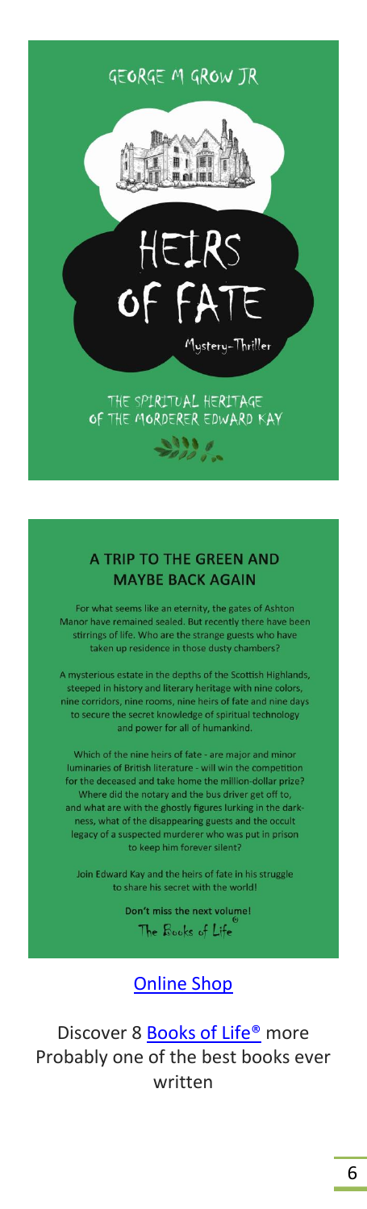GEORGE M GROW JR

# HEIRS OF FATE

Mystery-Thriller

THE SPIRITUAL HERITAGE OF THE MORDERER EDWARD KAY

## A TRIP TO THE GREEN AND MAYBE BACK AGAIN

For what seems like an eternity, the gates of Ashton Manor have remained sealed. But recently there have been stirrings of life. Who are the strange guests who have taken up residence in those dusty chambers?

A mysterious estate in the depths of the Scottish Highlands, steeped in history and literary heritage with nine colors, nine corridors, nine rooms, nine heirs of fate and nine days to secure the secret knowledge of spiritual technology and power for all of humankind.

Which of the nine heirs of fate - are major and minor luminaries of British literature - will win the competition for the deceased and take home the million-dollar prize? Where did the notary and the bus driver get off to, and what are with the ghostly figures lurking in the darkness, what of the disappearing guests and the occult legacy of a suspected murderer who was put in prison to keep him forever silent?

Join Edward Kay and the heirs of fate in his struggle to share his secret with the world!

**Don't miss the next volume!**

The Books of Life®

[Online Shop]

Discover 8 [Books of Life®] more
Probably one of the best books ever written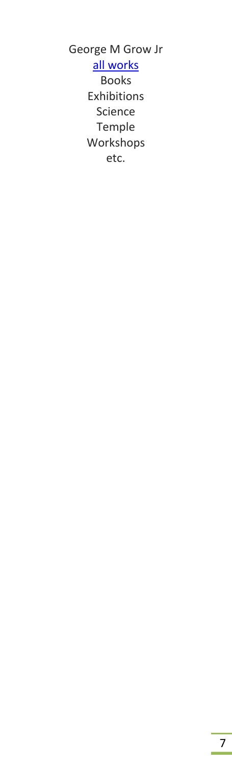George M Grow Jr

all works

Books

Exhibitions

Science

Temple

Workshops

etc.